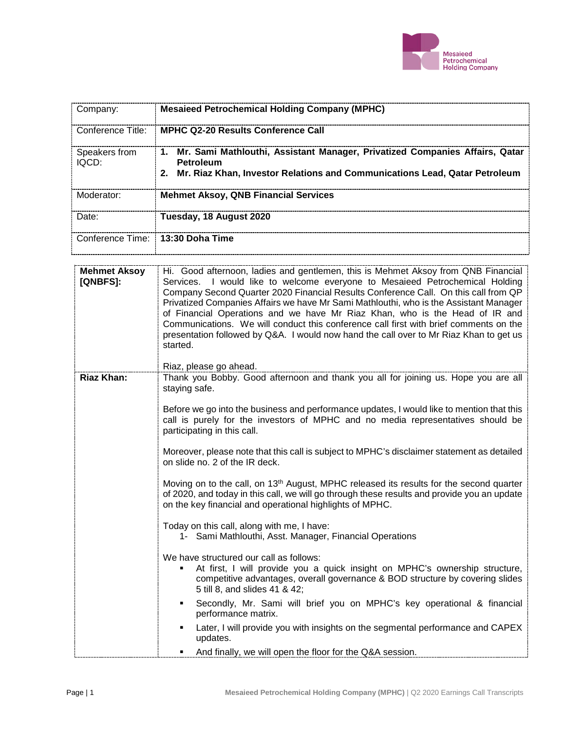| Company: | **Mesaieed Petrochemical Holding Company (MPHC)** |
|---|---|
| Conference Title: | **MPHC Q2-20 Results Conference Call** |
| Speakers from IQCD: | **1. Mr. Sami Mathlouthi, Assistant Manager, Privatized Companies Affairs, Qatar Petroleum**<br>**2. Mr. Riaz Khan, Investor Relations and Communications Lead, Qatar Petroleum** |
| Moderator: | **Mehmet Aksoy, QNB Financial Services** |
| Date: | **Tuesday, 18 August 2020** |
| Conference Time: | **13:30 Doha Time** |

| | |
|---|---|
| **Mehmet Aksoy [QNBFS]:** | Hi. Good afternoon, ladies and gentlemen, this is Mehmet Aksoy from QNB Financial Services. I would like to welcome everyone to Mesaieed Petrochemical Holding Company Second Quarter 2020 Financial Results Conference Call. On this call from QP Privatized Companies Affairs we have Mr Sami Mathlouthi, who is the Assistant Manager of Financial Operations and we have Mr Riaz Khan, who is the Head of IR and Communications. We will conduct this conference call first with brief comments on the presentation followed by Q&A. I would now hand the call over to Mr Riaz Khan to get us started.<br><br>Riaz, please go ahead. |
| **Riaz Khan:** | Thank you Bobby. Good afternoon and thank you all for joining us. Hope you are all staying safe.<br><br>Before we go into the business and performance updates, I would like to mention that this call is purely for the investors of MPHC and no media representatives should be participating in this call.<br><br>Moreover, please note that this call is subject to MPHC's disclaimer statement as detailed on slide no. 2 of the IR deck.<br><br>Moving on to the call, on 13th August, MPHC released its results for the second quarter of 2020, and today in this call, we will go through these results and provide you an update on the key financial and operational highlights of MPHC.<br><br>Today on this call, along with me, I have:<br>1- Sami Mathlouthi, Asst. Manager, Financial Operations<br><br>We have structured our call as follows:<br>▪ At first, I will provide you a quick insight on MPHC's ownership structure, competitive advantages, overall governance & BOD structure by covering slides 5 till 8, and slides 41 & 42;<br>▪ Secondly, Mr. Sami will brief you on MPHC's key operational & financial performance matrix.<br>▪ Later, I will provide you with insights on the segmental performance and CAPEX updates.<br>▪ And finally, we will open the floor for the Q&A session. |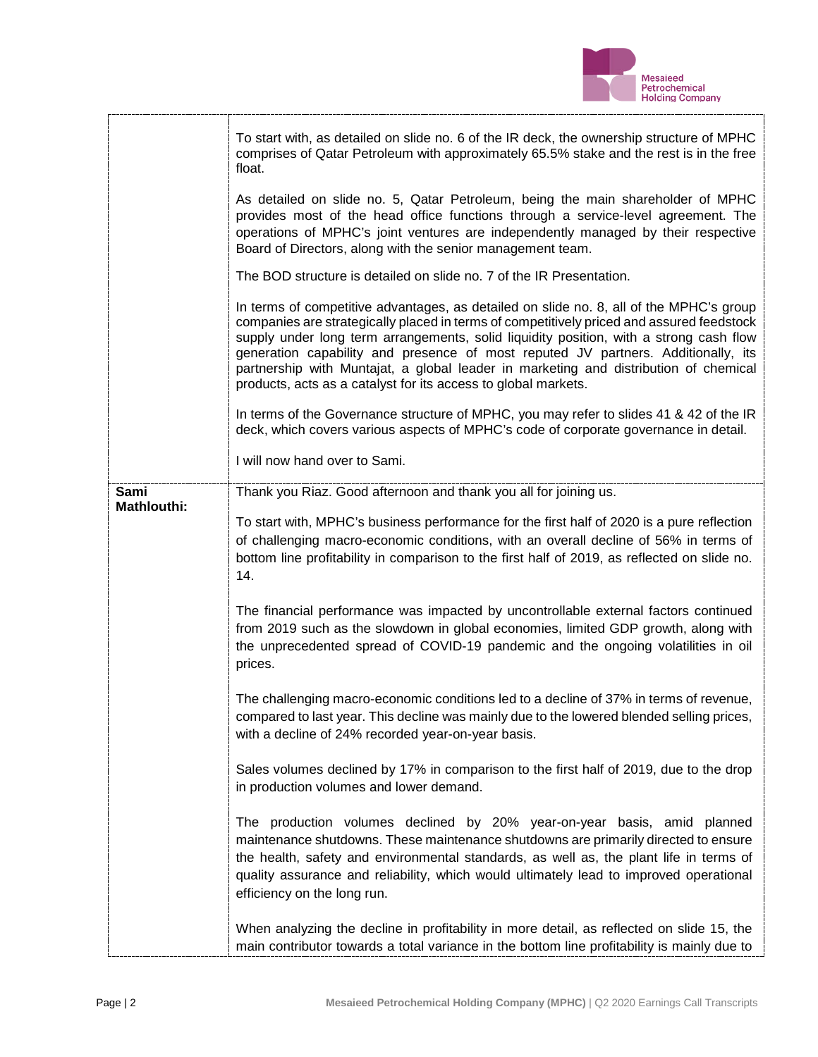| | |
|---|---|
| | To start with, as detailed on slide no. 6 of the IR deck, the ownership structure of MPHC comprises of Qatar Petroleum with approximately 65.5% stake and the rest is in the free float.<br><br>As detailed on slide no. 5, Qatar Petroleum, being the main shareholder of MPHC provides most of the head office functions through a service-level agreement. The operations of MPHC's joint ventures are independently managed by their respective Board of Directors, along with the senior management team.<br><br>The BOD structure is detailed on slide no. 7 of the IR Presentation.<br><br>In terms of competitive advantages, as detailed on slide no. 8, all of the MPHC's group companies are strategically placed in terms of competitively priced and assured feedstock supply under long term arrangements, solid liquidity position, with a strong cash flow generation capability and presence of most reputed JV partners. Additionally, its partnership with Muntajat, a global leader in marketing and distribution of chemical products, acts as a catalyst for its access to global markets.<br><br>In terms of the Governance structure of MPHC, you may refer to slides 41 & 42 of the IR deck, which covers various aspects of MPHC's code of corporate governance in detail.<br><br>I will now hand over to Sami. |
| **Sami Mathlouthi:** | Thank you Riaz. Good afternoon and thank you all for joining us.<br><br>To start with, MPHC's business performance for the first half of 2020 is a pure reflection of challenging macro-economic conditions, with an overall decline of 56% in terms of bottom line profitability in comparison to the first half of 2019, as reflected on slide no. 14.<br><br>The financial performance was impacted by uncontrollable external factors continued from 2019 such as the slowdown in global economies, limited GDP growth, along with the unprecedented spread of COVID-19 pandemic and the ongoing volatilities in oil prices.<br><br>The challenging macro-economic conditions led to a decline of 37% in terms of revenue, compared to last year. This decline was mainly due to the lowered blended selling prices, with a decline of 24% recorded year-on-year basis.<br><br>Sales volumes declined by 17% in comparison to the first half of 2019, due to the drop in production volumes and lower demand.<br><br>The production volumes declined by 20% year-on-year basis, amid planned maintenance shutdowns. These maintenance shutdowns are primarily directed to ensure the health, safety and environmental standards, as well as, the plant life in terms of quality assurance and reliability, which would ultimately lead to improved operational efficiency on the long run.<br><br>When analyzing the decline in profitability in more detail, as reflected on slide 15, the main contributor towards a total variance in the bottom line profitability is mainly due to |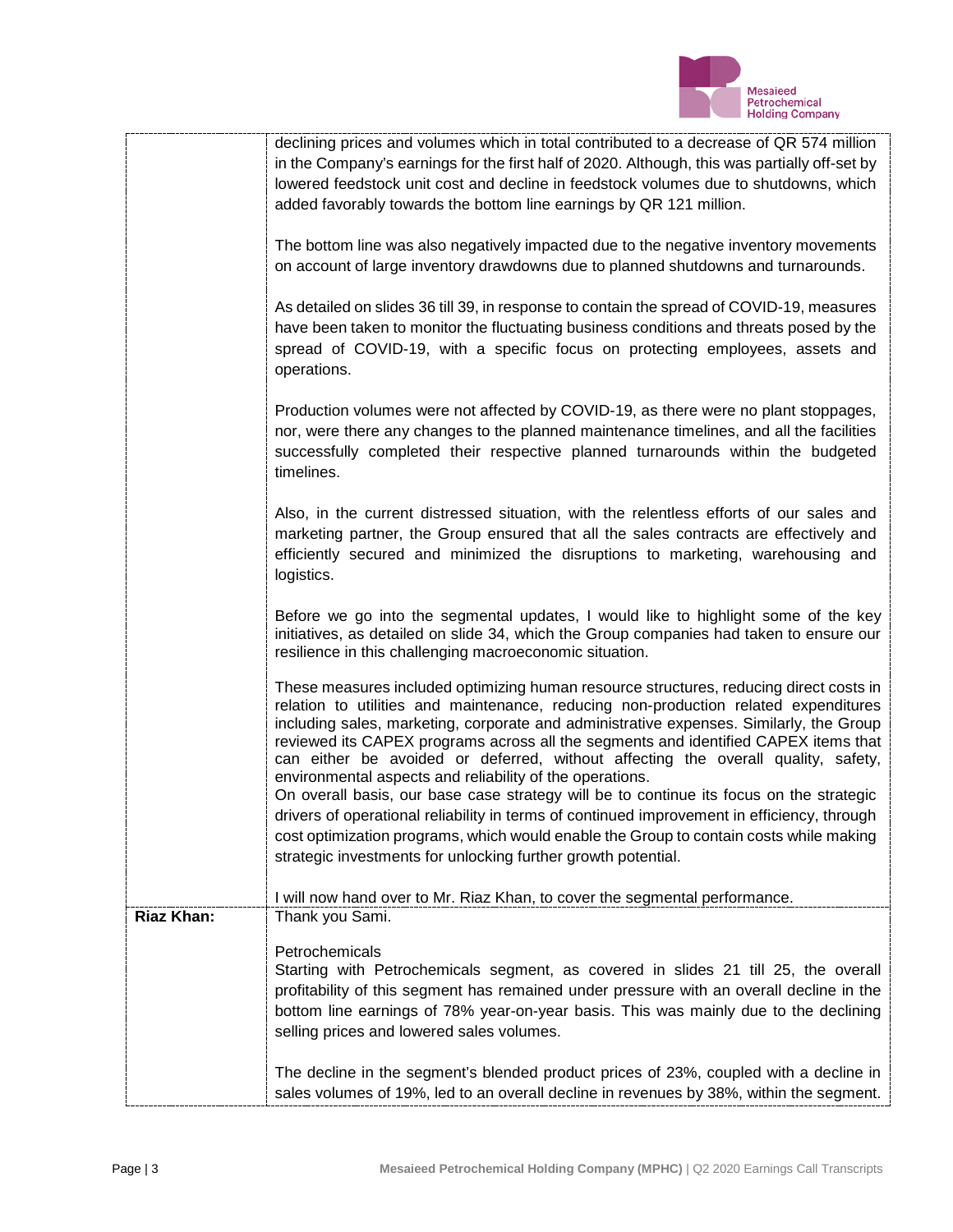| | |
|---|---|
| | declining prices and volumes which in total contributed to a decrease of QR 574 million in the Company's earnings for the first half of 2020. Although, this was partially off-set by lowered feedstock unit cost and decline in feedstock volumes due to shutdowns, which added favorably towards the bottom line earnings by QR 121 million.<br><br>The bottom line was also negatively impacted due to the negative inventory movements on account of large inventory drawdowns due to planned shutdowns and turnarounds.<br><br>As detailed on slides 36 till 39, in response to contain the spread of COVID-19, measures have been taken to monitor the fluctuating business conditions and threats posed by the spread of COVID-19, with a specific focus on protecting employees, assets and operations.<br><br>Production volumes were not affected by COVID-19, as there were no plant stoppages, nor, were there any changes to the planned maintenance timelines, and all the facilities successfully completed their respective planned turnarounds within the budgeted timelines.<br><br>Also, in the current distressed situation, with the relentless efforts of our sales and marketing partner, the Group ensured that all the sales contracts are effectively and efficiently secured and minimized the disruptions to marketing, warehousing and logistics.<br><br>Before we go into the segmental updates, I would like to highlight some of the key initiatives, as detailed on slide 34, which the Group companies had taken to ensure our resilience in this challenging macroeconomic situation.<br><br>These measures included optimizing human resource structures, reducing direct costs in relation to utilities and maintenance, reducing non-production related expenditures including sales, marketing, corporate and administrative expenses. Similarly, the Group reviewed its CAPEX programs across all the segments and identified CAPEX items that can either be avoided or deferred, without affecting the overall quality, safety, environmental aspects and reliability of the operations.<br>On overall basis, our base case strategy will be to continue its focus on the strategic drivers of operational reliability in terms of continued improvement in efficiency, through cost optimization programs, which would enable the Group to contain costs while making strategic investments for unlocking further growth potential.<br><br>I will now hand over to Mr. Riaz Khan, to cover the segmental performance. |
| **Riaz Khan:** | Thank you Sami.<br><br>Petrochemicals<br>Starting with Petrochemicals segment, as covered in slides 21 till 25, the overall profitability of this segment has remained under pressure with an overall decline in the bottom line earnings of 78% year-on-year basis. This was mainly due to the declining selling prices and lowered sales volumes.<br><br>The decline in the segment's blended product prices of 23%, coupled with a decline in sales volumes of 19%, led to an overall decline in revenues by 38%, within the segment. |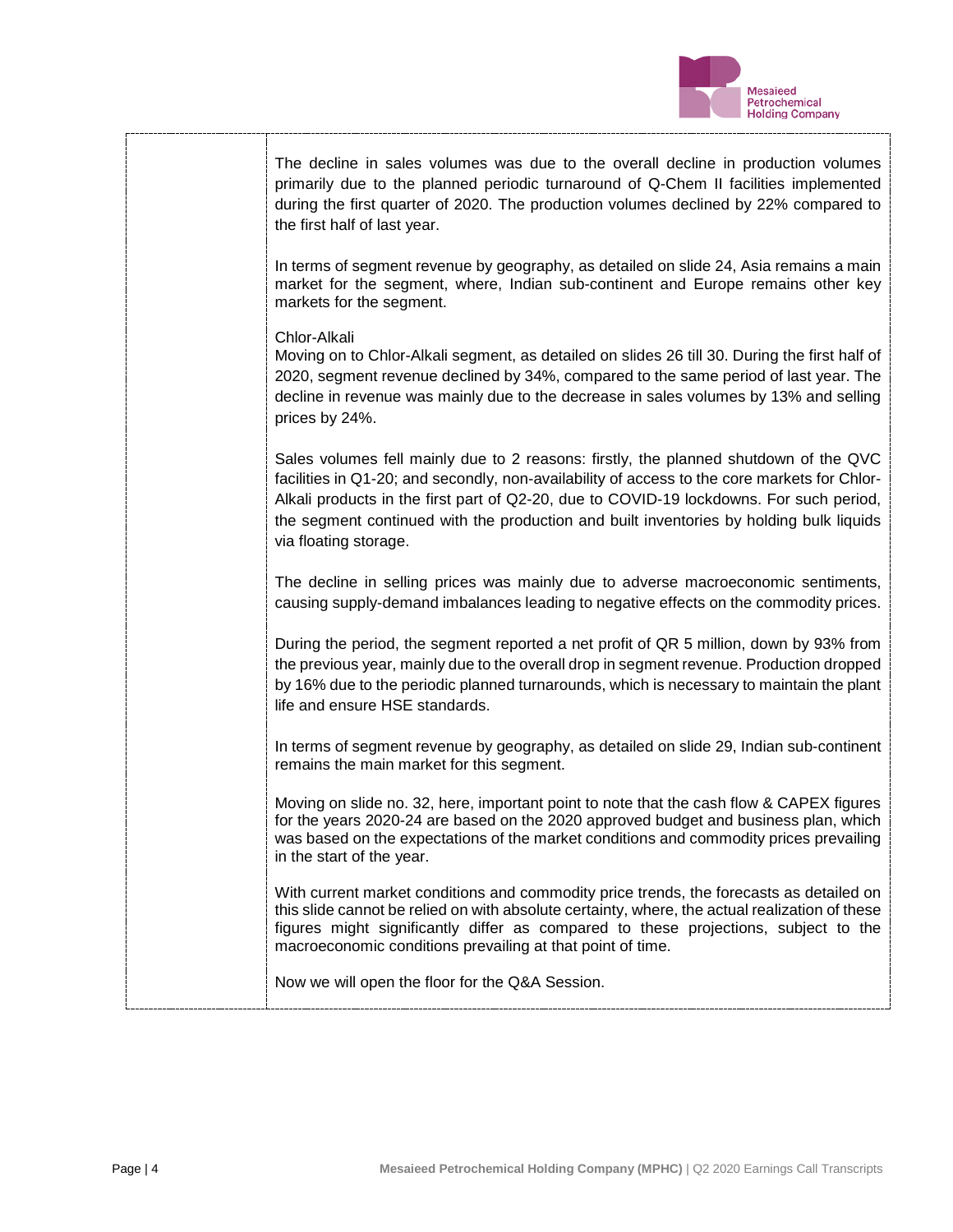The decline in sales volumes was due to the overall decline in production volumes primarily due to the planned periodic turnaround of Q-Chem II facilities implemented during the first quarter of 2020. The production volumes declined by 22% compared to the first half of last year.

In terms of segment revenue by geography, as detailed on slide 24, Asia remains a main market for the segment, where, Indian sub-continent and Europe remains other key markets for the segment.

Chlor-Alkali

Moving on to Chlor-Alkali segment, as detailed on slides 26 till 30. During the first half of 2020, segment revenue declined by 34%, compared to the same period of last year. The decline in revenue was mainly due to the decrease in sales volumes by 13% and selling prices by 24%.

Sales volumes fell mainly due to 2 reasons: firstly, the planned shutdown of the QVC facilities in Q1-20; and secondly, non-availability of access to the core markets for Chlor-Alkali products in the first part of Q2-20, due to COVID-19 lockdowns. For such period, the segment continued with the production and built inventories by holding bulk liquids via floating storage.

The decline in selling prices was mainly due to adverse macroeconomic sentiments, causing supply-demand imbalances leading to negative effects on the commodity prices.

During the period, the segment reported a net profit of QR 5 million, down by 93% from the previous year, mainly due to the overall drop in segment revenue. Production dropped by 16% due to the periodic planned turnarounds, which is necessary to maintain the plant life and ensure HSE standards.

In terms of segment revenue by geography, as detailed on slide 29, Indian sub-continent remains the main market for this segment.

Moving on slide no. 32, here, important point to note that the cash flow & CAPEX figures for the years 2020-24 are based on the 2020 approved budget and business plan, which was based on the expectations of the market conditions and commodity prices prevailing in the start of the year.

With current market conditions and commodity price trends, the forecasts as detailed on this slide cannot be relied on with absolute certainty, where, the actual realization of these figures might significantly differ as compared to these projections, subject to the macroeconomic conditions prevailing at that point of time.

Now we will open the floor for the Q&A Session.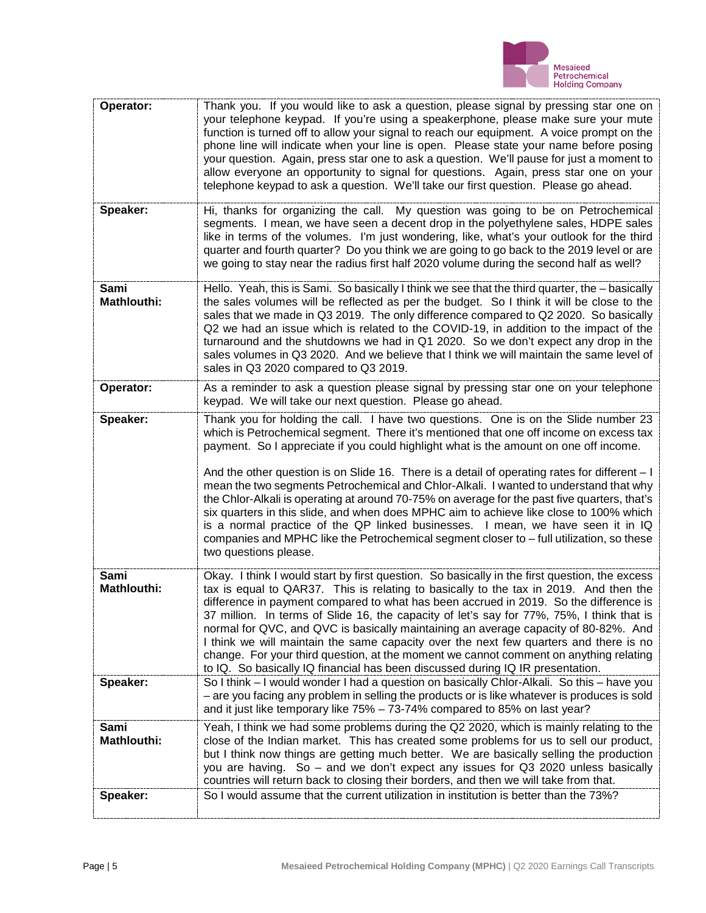| | |
|---|---|
| **Operator:** | Thank you. If you would like to ask a question, please signal by pressing star one on your telephone keypad. If you're using a speakerphone, please make sure your mute function is turned off to allow your signal to reach our equipment. A voice prompt on the phone line will indicate when your line is open. Please state your name before posing your question. Again, press star one to ask a question. We'll pause for just a moment to allow everyone an opportunity to signal for questions. Again, press star one on your telephone keypad to ask a question. We'll take our first question. Please go ahead. |
| **Speaker:** | Hi, thanks for organizing the call. My question was going to be on Petrochemical segments. I mean, we have seen a decent drop in the polyethylene sales, HDPE sales like in terms of the volumes. I'm just wondering, like, what's your outlook for the third quarter and fourth quarter? Do you think we are going to go back to the 2019 level or are we going to stay near the radius first half 2020 volume during the second half as well? |
| **Sami Mathlouthi:** | Hello. Yeah, this is Sami. So basically I think we see that the third quarter, the – basically the sales volumes will be reflected as per the budget. So I think it will be close to the sales that we made in Q3 2019. The only difference compared to Q2 2020. So basically Q2 we had an issue which is related to the COVID-19, in addition to the impact of the turnaround and the shutdowns we had in Q1 2020. So we don't expect any drop in the sales volumes in Q3 2020. And we believe that I think we will maintain the same level of sales in Q3 2020 compared to Q3 2019. |
| **Operator:** | As a reminder to ask a question please signal by pressing star one on your telephone keypad. We will take our next question. Please go ahead. |
| **Speaker:** | Thank you for holding the call. I have two questions. One is on the Slide number 23 which is Petrochemical segment. There it's mentioned that one off income on excess tax payment. So I appreciate if you could highlight what is the amount on one off income.<br><br>And the other question is on Slide 16. There is a detail of operating rates for different – I mean the two segments Petrochemical and Chlor-Alkali. I wanted to understand that why the Chlor-Alkali is operating at around 70-75% on average for the past five quarters, that's six quarters in this slide, and when does MPHC aim to achieve like close to 100% which is a normal practice of the QP linked businesses. I mean, we have seen it in IQ companies and MPHC like the Petrochemical segment closer to – full utilization, so these two questions please. |
| **Sami Mathlouthi:** | Okay. I think I would start by first question. So basically in the first question, the excess tax is equal to QAR37. This is relating to basically to the tax in 2019. And then the difference in payment compared to what has been accrued in 2019. So the difference is 37 million. In terms of Slide 16, the capacity of let's say for 77%, 75%, I think that is normal for QVC, and QVC is basically maintaining an average capacity of 80-82%. And I think we will maintain the same capacity over the next few quarters and there is no change. For your third question, at the moment we cannot comment on anything relating to IQ. So basically IQ financial has been discussed during IQ IR presentation. |
| **Speaker:** | So I think – I would wonder I had a question on basically Chlor-Alkali. So this – have you – are you facing any problem in selling the products or is like whatever is produces is sold and it just like temporary like 75% – 73-74% compared to 85% on last year? |
| **Sami Mathlouthi:** | Yeah, I think we had some problems during the Q2 2020, which is mainly relating to the close of the Indian market. This has created some problems for us to sell our product, but I think now things are getting much better. We are basically selling the production you are having. So – and we don't expect any issues for Q3 2020 unless basically countries will return back to closing their borders, and then we will take from that. |
| **Speaker:** | So I would assume that the current utilization in institution is better than the 73%? |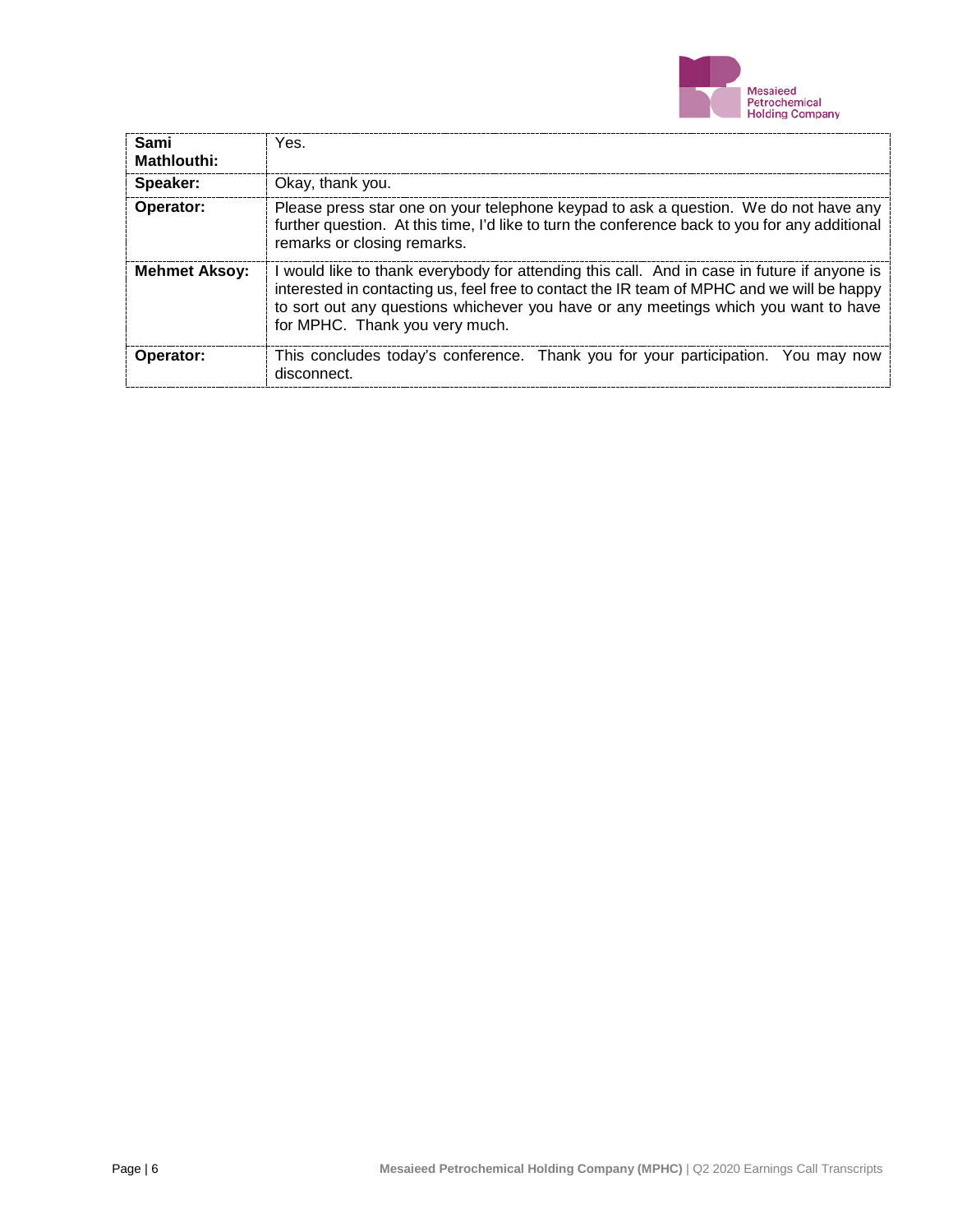| | |
|---|---|
| **Sami Mathlouthi:** | Yes. |
| **Speaker:** | Okay, thank you. |
| **Operator:** | Please press star one on your telephone keypad to ask a question. We do not have any further question. At this time, I'd like to turn the conference back to you for any additional remarks or closing remarks. |
| **Mehmet Aksoy:** | I would like to thank everybody for attending this call. And in case in future if anyone is interested in contacting us, feel free to contact the IR team of MPHC and we will be happy to sort out any questions whichever you have or any meetings which you want to have for MPHC. Thank you very much. |
| **Operator:** | This concludes today's conference. Thank you for your participation. You may now disconnect. |